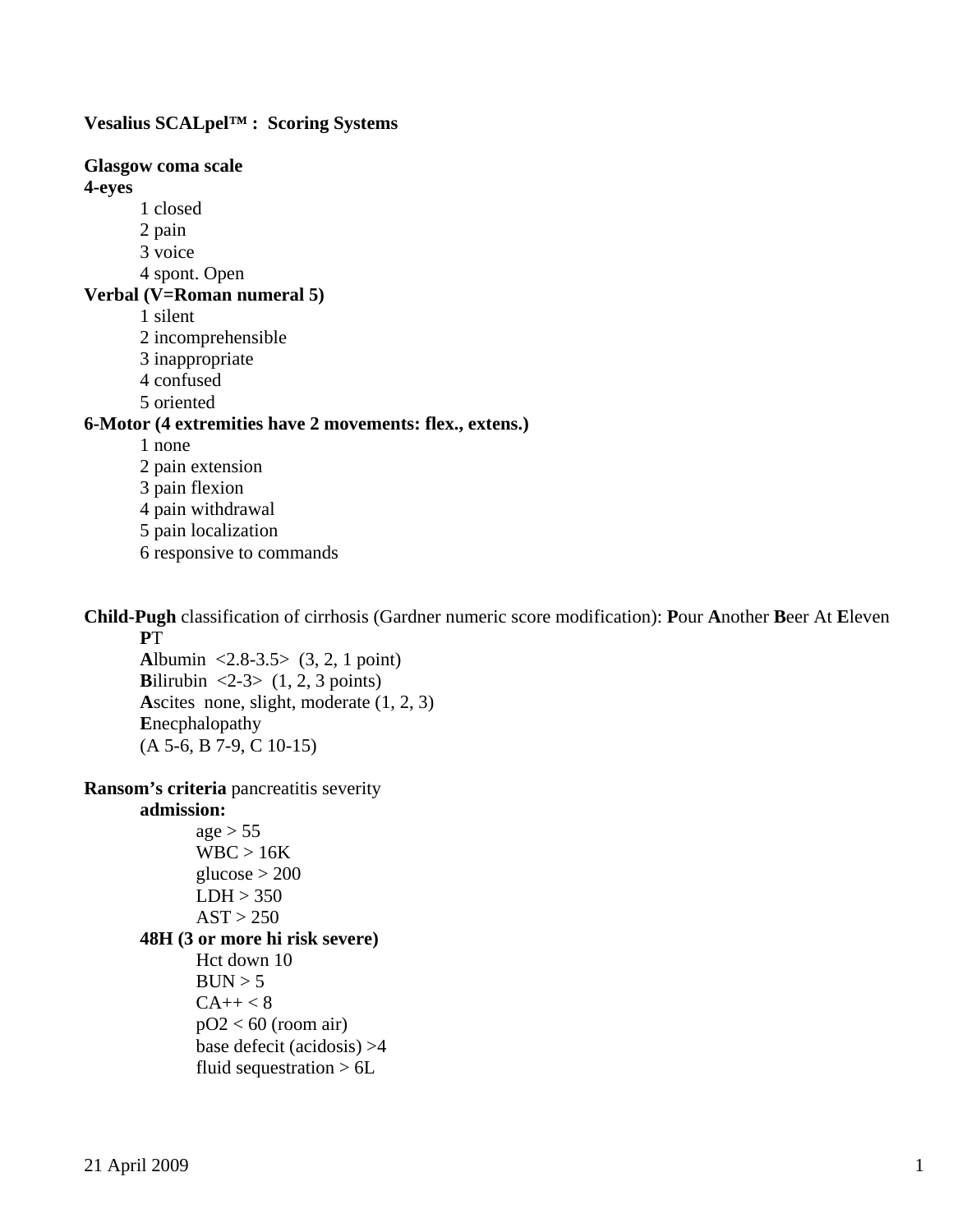**Vesalius SCALpel™ : Scoring Systems**

**Glasgow coma scale**

**4-eyes**

- 1 closed
- 2 pain
- 3 voice
- 4 spont. Open

**Verbal (V=Roman numeral 5)**

- 1 silent
- 2 incomprehensible
- 3 inappropriate
- 4 confused
- 5 oriented

**6-Motor (4 extremities have 2 movements: flex., extens.)**

- 1 none
- 2 pain extension
- 3 pain flexion
- 4 pain withdrawal
- 5 pain localization
- 6 responsive to commands

**Child-Pugh** classification of cirrhosis (Gardner numeric score modification): **P**our **A**nother **B**eer At **E**leven

- **P**T
- **A**lbumin <2.8-3.5> (3, 2, 1 point)
- **B**ilirubin <2-3> (1, 2, 3 points)
- **A**scites none, slight, moderate (1, 2, 3)
- **E**necphalopathy
- (A 5-6, B 7-9, C 10-15)

**Ransom's criteria** pancreatitis severity

**admission:**

- age > 55
- WBC > 16K
- glucose > 200
- LDH > 350
- AST > 250

**48H (3 or more hi risk severe)**

- Hct down 10
- BUN > 5
- CA++ < 8
- pO2 < 60 (room air)
- base defecit (acidosis) >4
- fluid sequestration > 6L

21 April 2009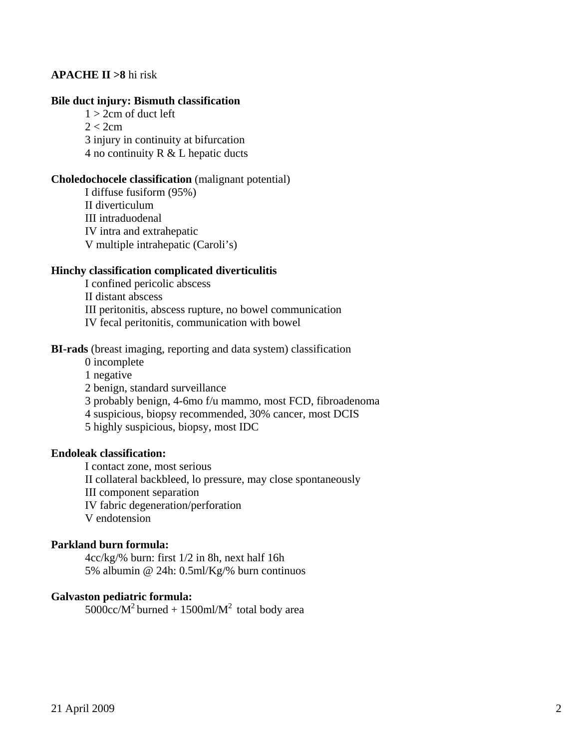**APACHE II >8** hi risk

**Bile duct injury: Bismuth classification**

1 > 2cm of duct left
2 < 2cm
3 injury in continuity at bifurcation
4 no continuity R & L hepatic ducts

**Choledochocele classification** (malignant potential)

I diffuse fusiform (95%)
II diverticulum
III intraduodenal
IV intra and extrahepatic
V multiple intrahepatic (Caroli's)

**Hinchy classification complicated diverticulitis**

I confined pericolic abscess
II distant abscess
III peritonitis, abscess rupture, no bowel communication
IV fecal peritonitis, communication with bowel

**BI-rads** (breast imaging, reporting and data system) classification

0 incomplete
1 negative
2 benign, standard surveillance
3 probably benign, 4-6mo f/u mammo, most FCD, fibroadenoma
4 suspicious, biopsy recommended, 30% cancer, most DCIS
5 highly suspicious, biopsy, most IDC

**Endoleak classification:**

I contact zone, most serious
II collateral backbleed, lo pressure, may close spontaneously
III component separation
IV fabric degeneration/perforation
V endotension

**Parkland burn formula:**

4cc/kg/% burn: first 1/2 in 8h, next half 16h
5% albumin @ 24h: 0.5ml/Kg/% burn continuos

**Galvaston pediatric formula:**

5000cc/$M^2$ burned + 1500ml/$M^2$ total body area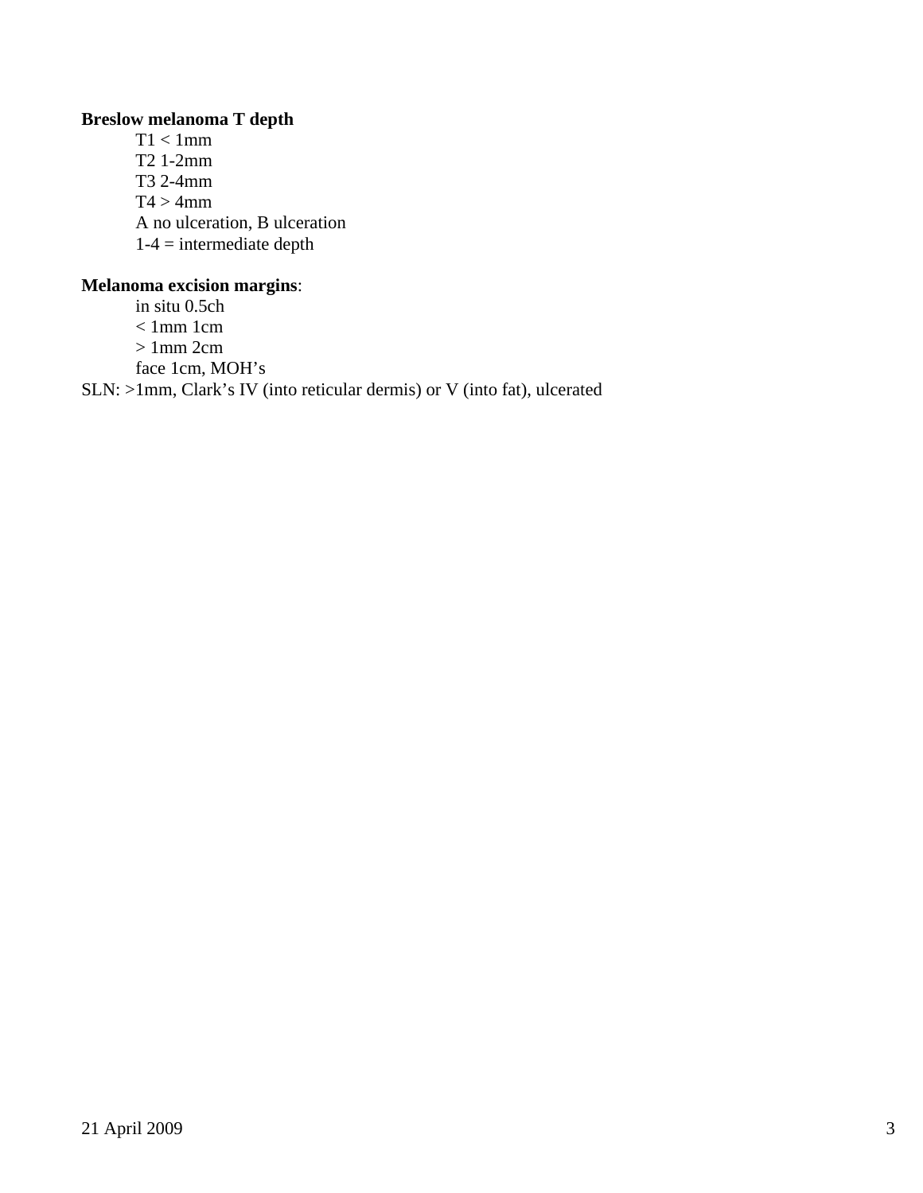**Breslow melanoma T depth**

T1 < 1mm
T2 1-2mm
T3 2-4mm
T4 > 4mm
A no ulceration, B ulceration
1-4 = intermediate depth

**Melanoma excision margins**:

in situ 0.5ch
< 1mm 1cm
> 1mm 2cm
face 1cm, MOH's

SLN: >1mm, Clark's IV (into reticular dermis) or V (into fat), ulcerated